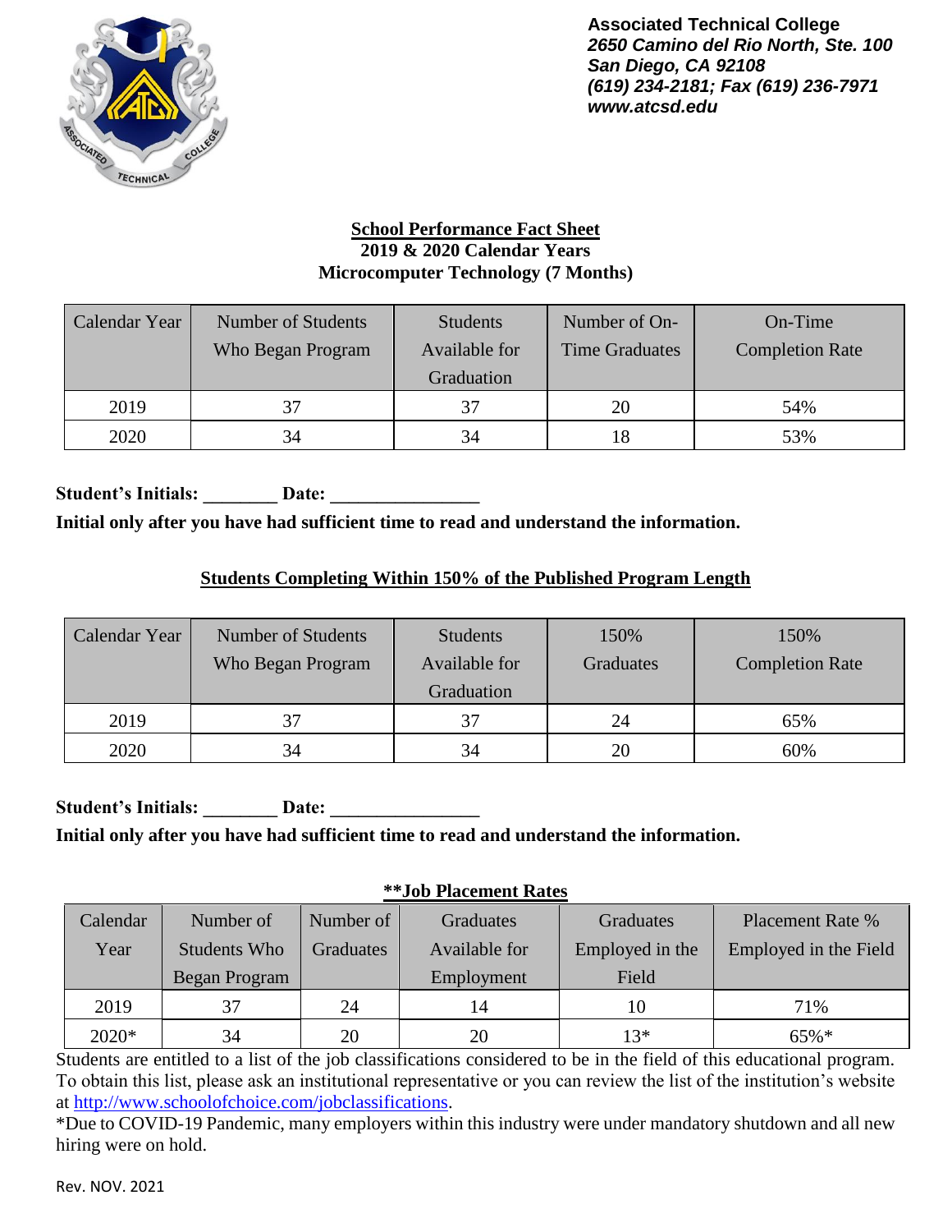**Associated Technical College**
***2650 Camino del Rio North, Ste. 100***
***San Diego, CA 92108***
***(619) 234-2181; Fax (619) 236-7971***
***www.atcsd.edu***

## School Performance Fact Sheet
### 2019 & 2020 Calendar Years
### Microcomputer Technology (7 Months)

| Calendar Year | Number of Students Who Began Program | Students Available for Graduation | Number of On-Time Graduates | On-Time Completion Rate |
|---|---|---|---|---|
| 2019 | 37 | 37 | 20 | 54% |
| 2020 | 34 | 34 | 18 | 53% |

**Student's Initials: ________ Date: ________________**

**Initial only after you have had sufficient time to read and understand the information.**

### Students Completing Within 150% of the Published Program Length

| Calendar Year | Number of Students Who Began Program | Students Available for Graduation | 150% Graduates | 150% Completion Rate |
|---|---|---|---|---|
| 2019 | 37 | 37 | 24 | 65% |
| 2020 | 34 | 34 | 20 | 60% |

**Student's Initials: ________ Date: ________________**

**Initial only after you have had sufficient time to read and understand the information.**

### **Job Placement Rates

| Calendar Year | Number of Students Who Began Program | Number of Graduates | Graduates Available for Employment | Graduates Employed in the Field | Placement Rate % Employed in the Field |
|---|---|---|---|---|---|
| 2019 | 37 | 24 | 14 | 10 | 71% |
| 2020* | 34 | 20 | 20 | 13* | 65%* |

Students are entitled to a list of the job classifications considered to be in the field of this educational program. To obtain this list, please ask an institutional representative or you can review the list of the institution's website at http://www.schoolofchoice.com/jobclassifications.

*Due to COVID-19 Pandemic, many employers within this industry were under mandatory shutdown and all new hiring were on hold.

Rev. NOV. 2021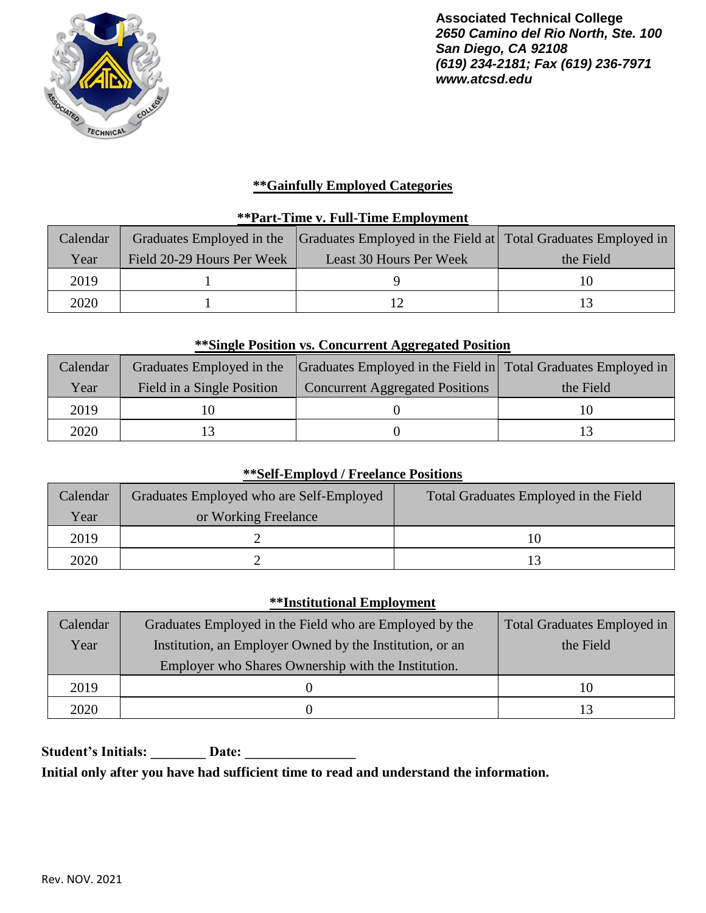**Associated Technical College**
*2650 Camino del Rio North, Ste. 100*
*San Diego, CA 92108*
*(619) 234-2181; Fax (619) 236-7971*
*www.atcsd.edu*

## **Gainfully Employed Categories

### **Part-Time v. Full-Time Employment

| Calendar Year | Graduates Employed in the Field 20-29 Hours Per Week | Graduates Employed in the Field at Least 30 Hours Per Week | Total Graduates Employed in the Field |
|---|---|---|---|
| 2019 | 1 | 9 | 10 |
| 2020 | 1 | 12 | 13 |

### **Single Position vs. Concurrent Aggregated Position

| Calendar Year | Graduates Employed in the Field in a Single Position | Graduates Employed in the Field in Concurrent Aggregated Positions | Total Graduates Employed in the Field |
|---|---|---|---|
| 2019 | 10 | 0 | 10 |
| 2020 | 13 | 0 | 13 |

### **Self-Employd / Freelance Positions

| Calendar Year | Graduates Employed who are Self-Employed or Working Freelance | Total Graduates Employed in the Field |
|---|---|---|
| 2019 | 2 | 10 |
| 2020 | 2 | 13 |

### **Institutional Employment

| Calendar Year | Graduates Employed in the Field who are Employed by the Institution, an Employer Owned by the Institution, or an Employer who Shares Ownership with the Institution. | Total Graduates Employed in the Field |
|---|---|---|
| 2019 | 0 | 10 |
| 2020 | 0 | 13 |

**Student's Initials: ________ Date: ________________**

**Initial only after you have had sufficient time to read and understand the information.**

Rev. NOV. 2021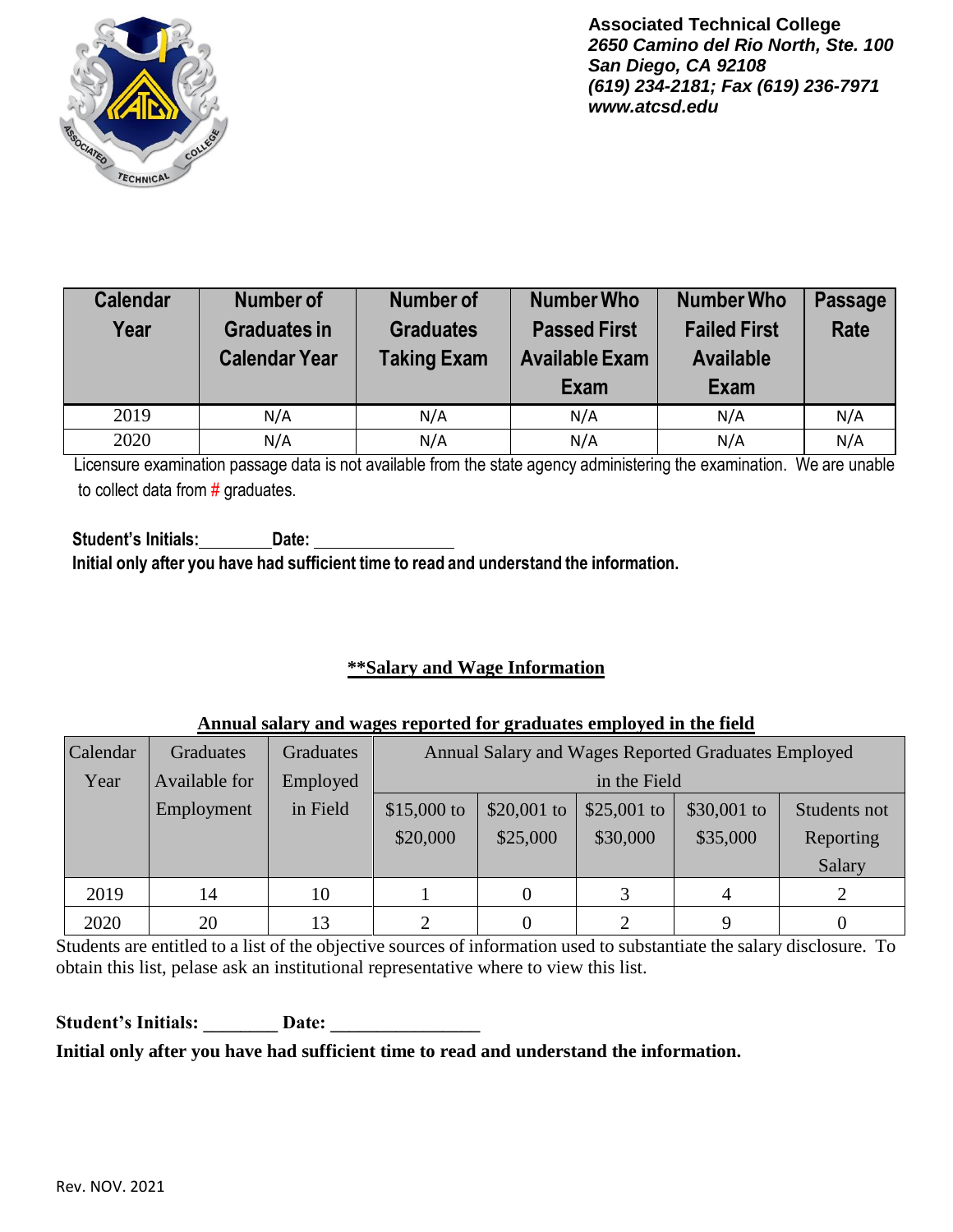**Associated Technical College**
***2650 Camino del Rio North, Ste. 100***
***San Diego, CA 92108***
***(619) 234-2181; Fax (619) 236-7971***
***www.atcsd.edu***

| Calendar Year | Number of Graduates in Calendar Year | Number of Graduates Taking Exam | Number Who Passed First Available Exam | Number Who Failed First Available Exam | Passage Rate |
|---|---|---|---|---|---|
| 2019 | N/A | N/A | N/A | N/A | N/A |
| 2020 | N/A | N/A | N/A | N/A | N/A |

Licensure examination passage data is not available from the state agency administering the examination. We are unable to collect data from # graduates.

**Student's Initials:________ Date: ________________**
**Initial only after you have had sufficient time to read and understand the information.**

## **Salary and Wage Information

**Annual salary and wages reported for graduates employed in the field**

| Calendar Year | Graduates Available for Employment | Graduates Employed in Field | Annual Salary and Wages Reported Graduates Employed in the Field | | | | |
|---|---|---|---|---|---|---|---|
| | | | $15,000 to $20,000 | $20,001 to $25,000 | $25,001 to $30,000 | $30,001 to $35,000 | Students not Reporting Salary |
| 2019 | 14 | 10 | 1 | 0 | 3 | 4 | 2 |
| 2020 | 20 | 13 | 2 | 0 | 2 | 9 | 0 |

Students are entitled to a list of the objective sources of information used to substantiate the salary disclosure. To obtain this list, pelase ask an institutional representative where to view this list.

**Student's Initials: ________ Date: ________________**
**Initial only after you have had sufficient time to read and understand the information.**

Rev. NOV. 2021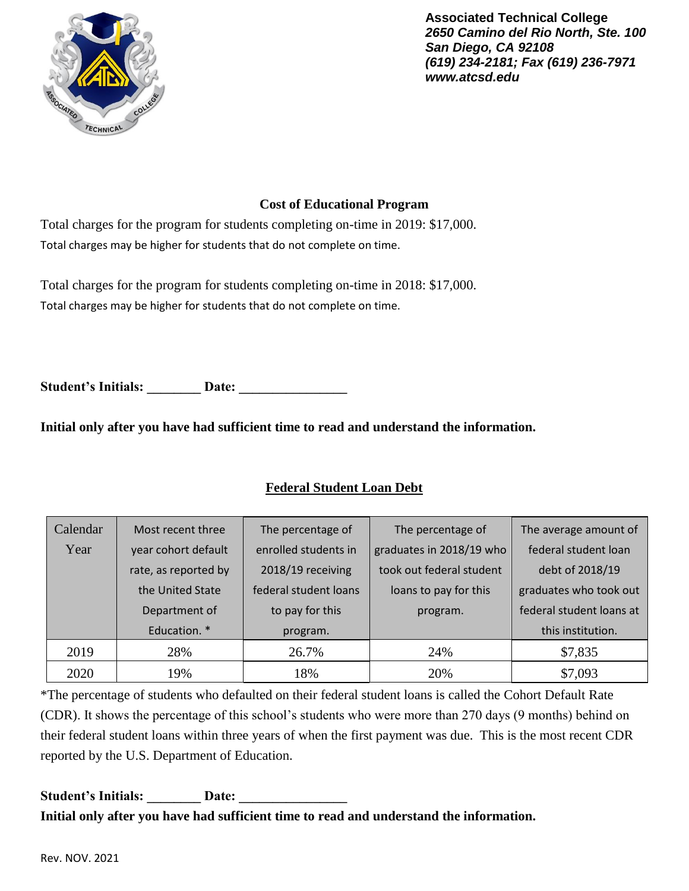**Associated Technical College**
***2650 Camino del Rio North, Ste. 100***
***San Diego, CA 92108***
***(619) 234-2181; Fax (619) 236-7971***
***www.atcsd.edu***

## Cost of Educational Program

Total charges for the program for students completing on-time in 2019: $17,000.
Total charges may be higher for students that do not complete on time.

Total charges for the program for students completing on-time in 2018: $17,000.
Total charges may be higher for students that do not complete on time.

**Student's Initials: ________ Date: ________________**

**Initial only after you have had sufficient time to read and understand the information.**

## Federal Student Loan Debt

| Calendar Year | Most recent three year cohort default rate, as reported by the United State Department of Education. * | The percentage of enrolled students in 2018/19 receiving federal student loans to pay for this program. | The percentage of graduates in 2018/19 who took out federal student loans to pay for this program. | The average amount of federal student loan debt of 2018/19 graduates who took out federal student loans at this institution. |
|---|---|---|---|---|
| 2019 | 28% | 26.7% | 24% | $7,835 |
| 2020 | 19% | 18% | 20% | $7,093 |

*The percentage of students who defaulted on their federal student loans is called the Cohort Default Rate (CDR). It shows the percentage of this school's students who were more than 270 days (9 months) behind on their federal student loans within three years of when the first payment was due. This is the most recent CDR reported by the U.S. Department of Education.

**Student's Initials: ________ Date: ________________**
**Initial only after you have had sufficient time to read and understand the information.**

Rev. NOV. 2021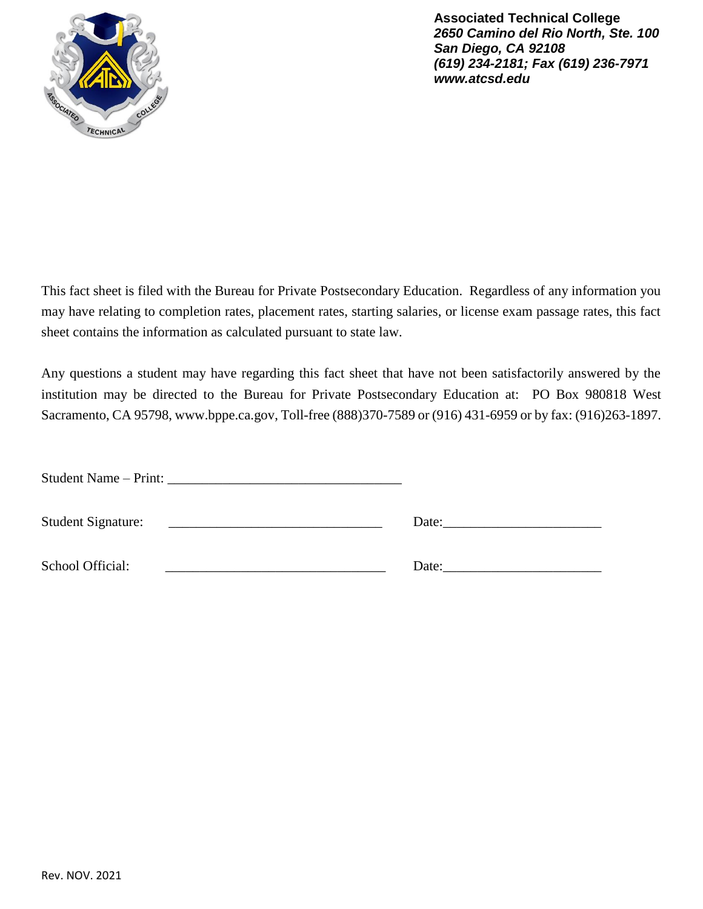**Associated Technical College**
***2650 Camino del Rio North, Ste. 100***
***San Diego, CA 92108***
***(619) 234-2181; Fax (619) 236-7971***
***www.atcsd.edu***

This fact sheet is filed with the Bureau for Private Postsecondary Education. Regardless of any information you may have relating to completion rates, placement rates, starting salaries, or license exam passage rates, this fact sheet contains the information as calculated pursuant to state law.

Any questions a student may have regarding this fact sheet that have not been satisfactorily answered by the institution may be directed to the Bureau for Private Postsecondary Education at: PO Box 980818 West Sacramento, CA 95798, www.bppe.ca.gov, Toll-free (888)370-7589 or (916) 431-6959 or by fax: (916)263-1897.

Student Name – Print: ___________________________________

Student Signature: _______________________________ Date:_______________________

School Official: ________________________________ Date:_______________________

Rev. NOV. 2021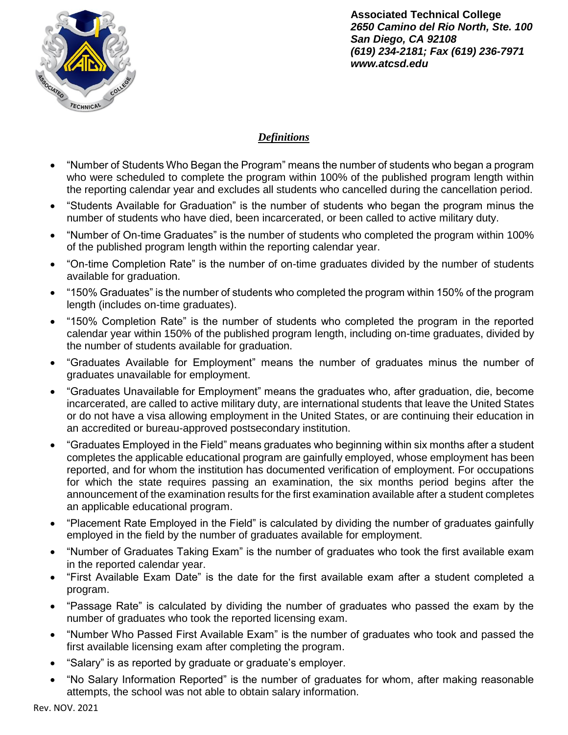**Associated Technical College**
***2650 Camino del Rio North, Ste. 100***
***San Diego, CA 92108***
***(619) 234-2181; Fax (619) 236-7971***
***www.atcsd.edu***

## ***Definitions***

- "Number of Students Who Began the Program" means the number of students who began a program who were scheduled to complete the program within 100% of the published program length within the reporting calendar year and excludes all students who cancelled during the cancellation period.
- "Students Available for Graduation" is the number of students who began the program minus the number of students who have died, been incarcerated, or been called to active military duty.
- "Number of On-time Graduates" is the number of students who completed the program within 100% of the published program length within the reporting calendar year.
- "On-time Completion Rate" is the number of on-time graduates divided by the number of students available for graduation.
- "150% Graduates" is the number of students who completed the program within 150% of the program length (includes on-time graduates).
- "150% Completion Rate" is the number of students who completed the program in the reported calendar year within 150% of the published program length, including on-time graduates, divided by the number of students available for graduation.
- "Graduates Available for Employment" means the number of graduates minus the number of graduates unavailable for employment.
- "Graduates Unavailable for Employment" means the graduates who, after graduation, die, become incarcerated, are called to active military duty, are international students that leave the United States or do not have a visa allowing employment in the United States, or are continuing their education in an accredited or bureau-approved postsecondary institution.
- "Graduates Employed in the Field" means graduates who beginning within six months after a student completes the applicable educational program are gainfully employed, whose employment has been reported, and for whom the institution has documented verification of employment. For occupations for which the state requires passing an examination, the six months period begins after the announcement of the examination results for the first examination available after a student completes an applicable educational program.
- "Placement Rate Employed in the Field" is calculated by dividing the number of graduates gainfully employed in the field by the number of graduates available for employment.
- "Number of Graduates Taking Exam" is the number of graduates who took the first available exam in the reported calendar year.
- "First Available Exam Date" is the date for the first available exam after a student completed a program.
- "Passage Rate" is calculated by dividing the number of graduates who passed the exam by the number of graduates who took the reported licensing exam.
- "Number Who Passed First Available Exam" is the number of graduates who took and passed the first available licensing exam after completing the program.
- "Salary" is as reported by graduate or graduate's employer.
- "No Salary Information Reported" is the number of graduates for whom, after making reasonable attempts, the school was not able to obtain salary information.

Rev. NOV. 2021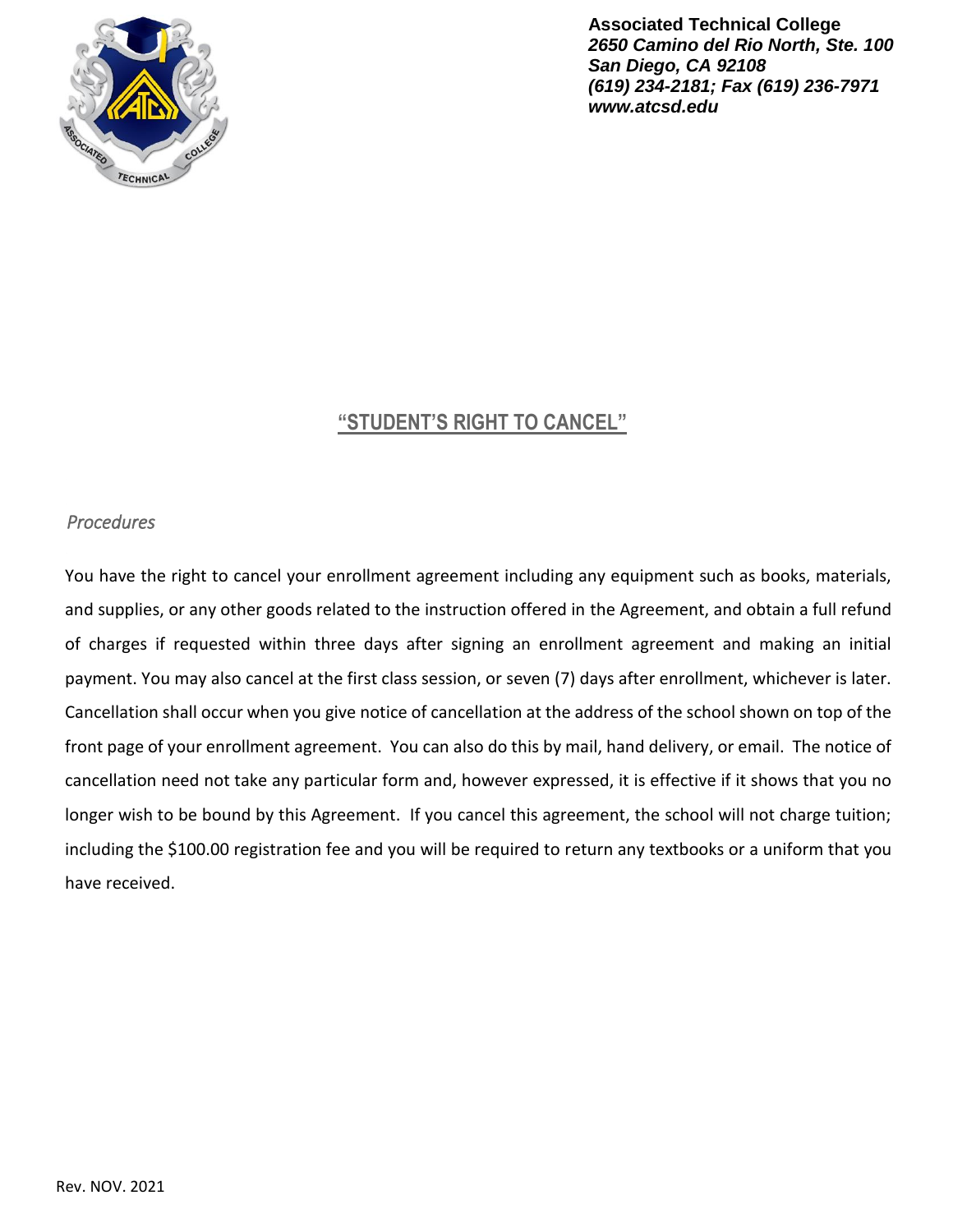**Associated Technical College**
***2650 Camino del Rio North, Ste. 100***
***San Diego, CA 92108***
***(619) 234-2181; Fax (619) 236-7971***
***www.atcsd.edu***

## "STUDENT'S RIGHT TO CANCEL"

*Procedures*

You have the right to cancel your enrollment agreement including any equipment such as books, materials, and supplies, or any other goods related to the instruction offered in the Agreement, and obtain a full refund of charges if requested within three days after signing an enrollment agreement and making an initial payment. You may also cancel at the first class session, or seven (7) days after enrollment, whichever is later. Cancellation shall occur when you give notice of cancellation at the address of the school shown on top of the front page of your enrollment agreement. You can also do this by mail, hand delivery, or email. The notice of cancellation need not take any particular form and, however expressed, it is effective if it shows that you no longer wish to be bound by this Agreement. If you cancel this agreement, the school will not charge tuition; including the $100.00 registration fee and you will be required to return any textbooks or a uniform that you have received.

Rev. NOV. 2021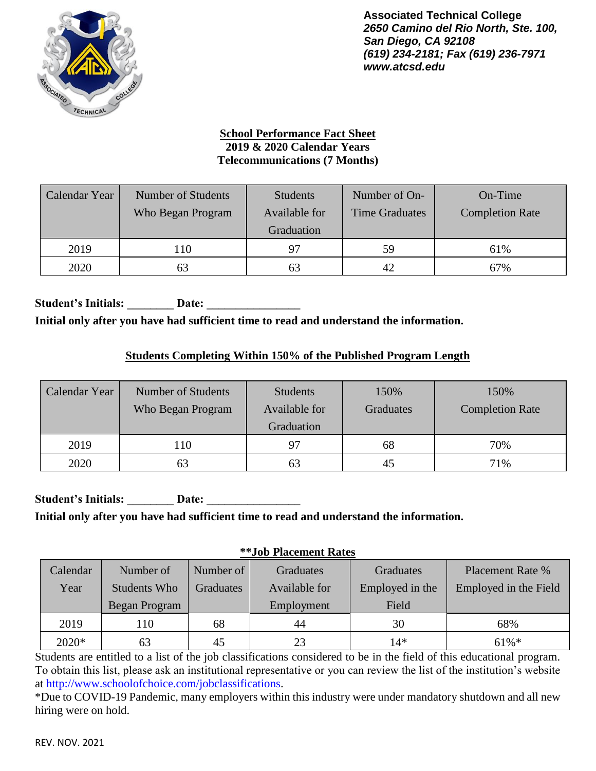**Associated Technical College**
***2650 Camino del Rio North, Ste. 100,***
***San Diego, CA 92108***
***(619) 234-2181; Fax (619) 236-7971***
***www.atcsd.edu***

## School Performance Fact Sheet
**2019 & 2020 Calendar Years**
**Telecommunications (7 Months)**

| Calendar Year | Number of Students Who Began Program | Students Available for Graduation | Number of On-Time Graduates | On-Time Completion Rate |
|---|---|---|---|---|
| 2019 | 110 | 97 | 59 | 61% |
| 2020 | 63 | 63 | 42 | 67% |

**Student's Initials: ________ Date: ________________**
**Initial only after you have had sufficient time to read and understand the information.**

### Students Completing Within 150% of the Published Program Length

| Calendar Year | Number of Students Who Began Program | Students Available for Graduation | 150% Graduates | 150% Completion Rate |
|---|---|---|---|---|
| 2019 | 110 | 97 | 68 | 70% |
| 2020 | 63 | 63 | 45 | 71% |

**Student's Initials: ________ Date: ________________**
**Initial only after you have had sufficient time to read and understand the information.**

### **Job Placement Rates

| Calendar Year | Number of Students Who Began Program | Number of Graduates | Graduates Available for Employment | Graduates Employed in the Field | Placement Rate % Employed in the Field |
|---|---|---|---|---|---|
| 2019 | 110 | 68 | 44 | 30 | 68% |
| 2020* | 63 | 45 | 23 | 14* | 61%* |

Students are entitled to a list of the job classifications considered to be in the field of this educational program. To obtain this list, please ask an institutional representative or you can review the list of the institution's website at http://www.schoolofchoice.com/jobclassifications.

*Due to COVID-19 Pandemic, many employers within this industry were under mandatory shutdown and all new hiring were on hold.

REV. NOV. 2021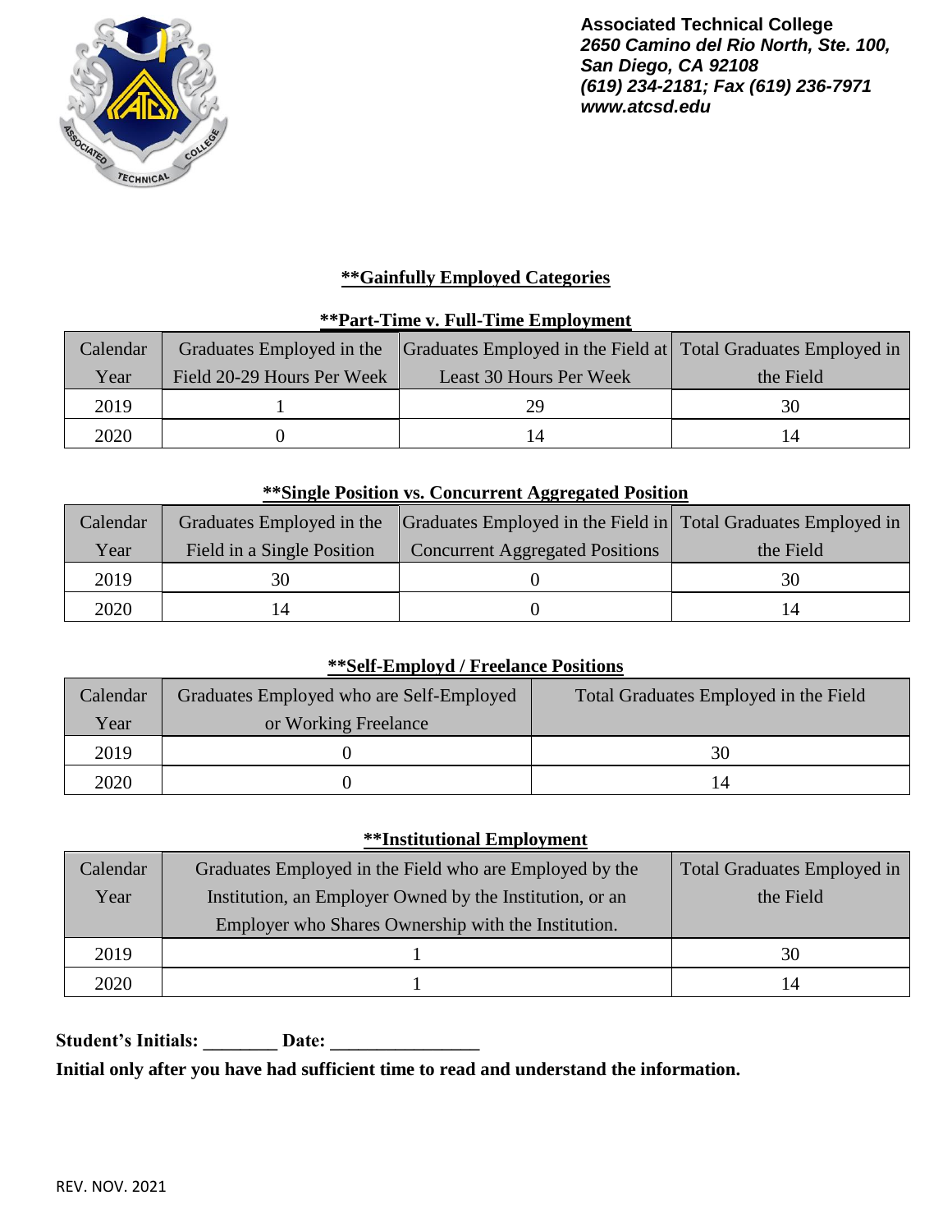**Associated Technical College**
***2650 Camino del Rio North, Ste. 100,***
***San Diego, CA 92108***
***(619) 234-2181; Fax (619) 236-7971***
***www.atcsd.edu***

## **Gainfully Employed Categories

### **Part-Time v. Full-Time Employment

| Calendar Year | Graduates Employed in the Field 20-29 Hours Per Week | Graduates Employed in the Field at Least 30 Hours Per Week | Total Graduates Employed in the Field |
|---|---|---|---|
| 2019 | 1 | 29 | 30 |
| 2020 | 0 | 14 | 14 |

### **Single Position vs. Concurrent Aggregated Position

| Calendar Year | Graduates Employed in the Field in a Single Position | Graduates Employed in the Field in Concurrent Aggregated Positions | Total Graduates Employed in the Field |
|---|---|---|---|
| 2019 | 30 | 0 | 30 |
| 2020 | 14 | 0 | 14 |

### **Self-Employd / Freelance Positions

| Calendar Year | Graduates Employed who are Self-Employed or Working Freelance | Total Graduates Employed in the Field |
|---|---|---|
| 2019 | 0 | 30 |
| 2020 | 0 | 14 |

### **Institutional Employment

| Calendar Year | Graduates Employed in the Field who are Employed by the Institution, an Employer Owned by the Institution, or an Employer who Shares Ownership with the Institution. | Total Graduates Employed in the Field |
|---|---|---|
| 2019 | 1 | 30 |
| 2020 | 1 | 14 |

**Student's Initials: ________ Date: ________________**

**Initial only after you have had sufficient time to read and understand the information.**

REV. NOV. 2021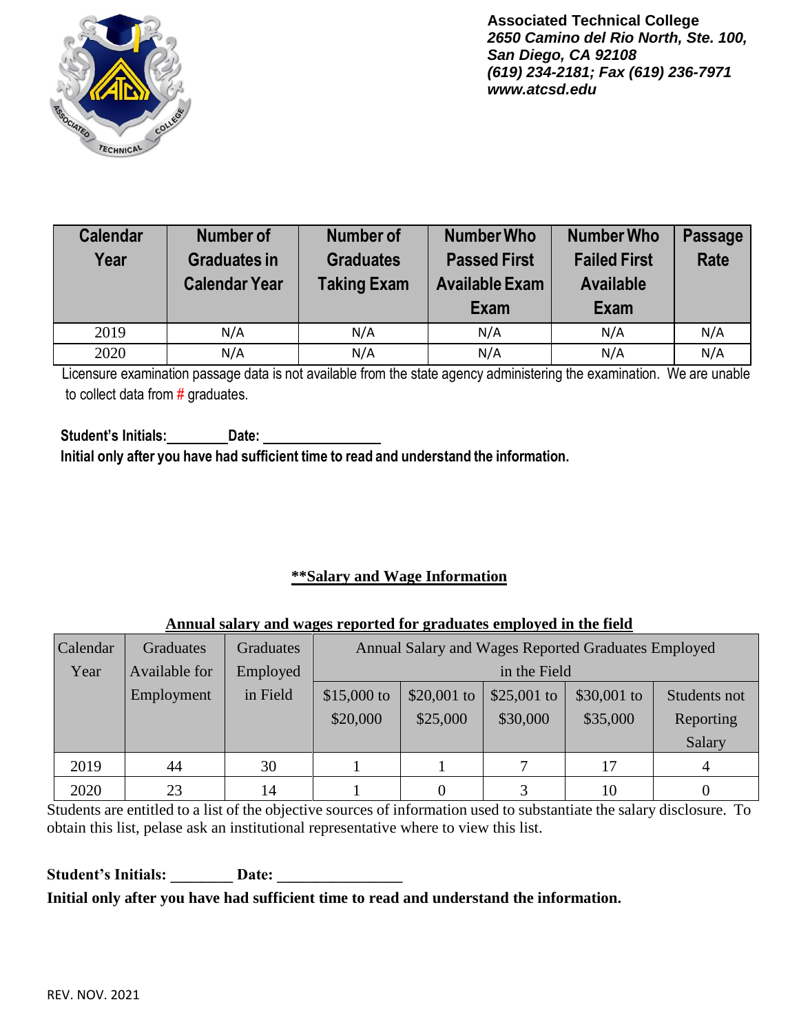**Associated Technical College**
***2650 Camino del Rio North, Ste. 100,***
***San Diego, CA 92108***
***(619) 234-2181; Fax (619) 236-7971***
***www.atcsd.edu***

| Calendar Year | Number of Graduates in Calendar Year | Number of Graduates Taking Exam | Number Who Passed First Available Exam Exam | Number Who Failed First Available Exam | Passage Rate |
|---|---|---|---|---|---|
| 2019 | N/A | N/A | N/A | N/A | N/A |
| 2020 | N/A | N/A | N/A | N/A | N/A |

Licensure examination passage data is not available from the state agency administering the examination. We are unable to collect data from # graduates.

**Student's Initials:________Date: ________________**

**Initial only after you have had sufficient time to read and understand the information.**

## **<u>**Salary and Wage Information</u>**

**<u>Annual salary and wages reported for graduates employed in the field</u>**

| Calendar Year | Graduates Available for Employment | Graduates Employed in Field | Annual Salary and Wages Reported Graduates Employed in the Field | | | | |
|---|---|---|---|---|---|---|---|
| | | | $15,000 to $20,000 | $20,001 to $25,000 | $25,001 to $30,000 | $30,001 to $35,000 | Students not Reporting Salary |
| 2019 | 44 | 30 | 1 | 1 | 7 | 17 | 4 |
| 2020 | 23 | 14 | 1 | 0 | 3 | 10 | 0 |

Students are entitled to a list of the objective sources of information used to substantiate the salary disclosure. To obtain this list, pelase ask an institutional representative where to view this list.

**Student's Initials: ________ Date: ________________**

**Initial only after you have had sufficient time to read and understand the information.**

REV. NOV. 2021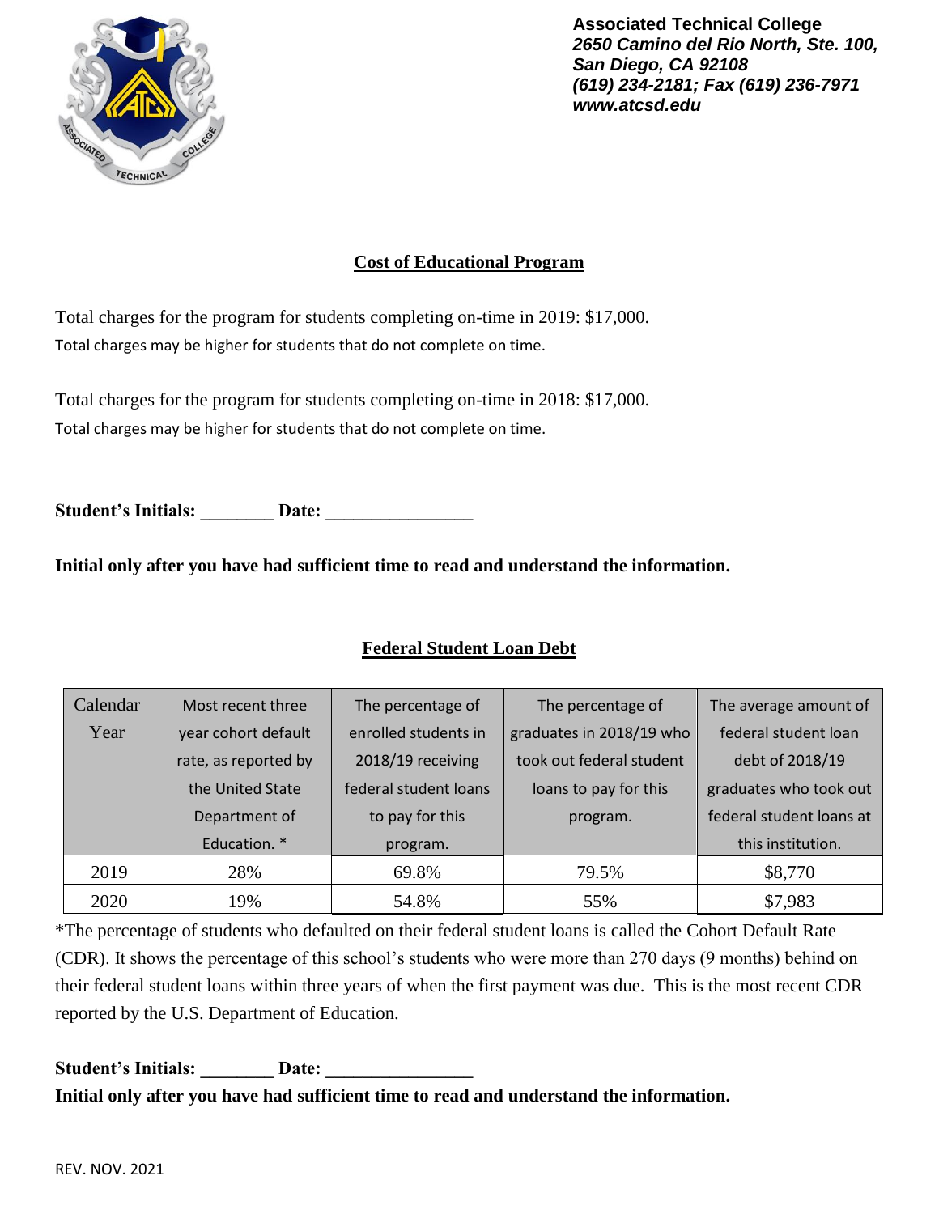**Associated Technical College**
***2650 Camino del Rio North, Ste. 100,***
***San Diego, CA 92108***
***(619) 234-2181; Fax (619) 236-7971***
***www.atcsd.edu***

## Cost of Educational Program

Total charges for the program for students completing on-time in 2019: $17,000.
Total charges may be higher for students that do not complete on time.

Total charges for the program for students completing on-time in 2018: $17,000.
Total charges may be higher for students that do not complete on time.

**Student's Initials: ________ Date: ________________**

**Initial only after you have had sufficient time to read and understand the information.**

## Federal Student Loan Debt

| Calendar Year | Most recent three year cohort default rate, as reported by the United State Department of Education. * | The percentage of enrolled students in 2018/19 receiving federal student loans to pay for this program. | The percentage of graduates in 2018/19 who took out federal student loans to pay for this program. | The average amount of federal student loan debt of 2018/19 graduates who took out federal student loans at this institution. |
|---|---|---|---|---|
| 2019 | 28% | 69.8% | 79.5% | $8,770 |
| 2020 | 19% | 54.8% | 55% | $7,983 |

*The percentage of students who defaulted on their federal student loans is called the Cohort Default Rate (CDR). It shows the percentage of this school's students who were more than 270 days (9 months) behind on their federal student loans within three years of when the first payment was due. This is the most recent CDR reported by the U.S. Department of Education.

**Student's Initials: ________ Date: ________________**
**Initial only after you have had sufficient time to read and understand the information.**

REV. NOV. 2021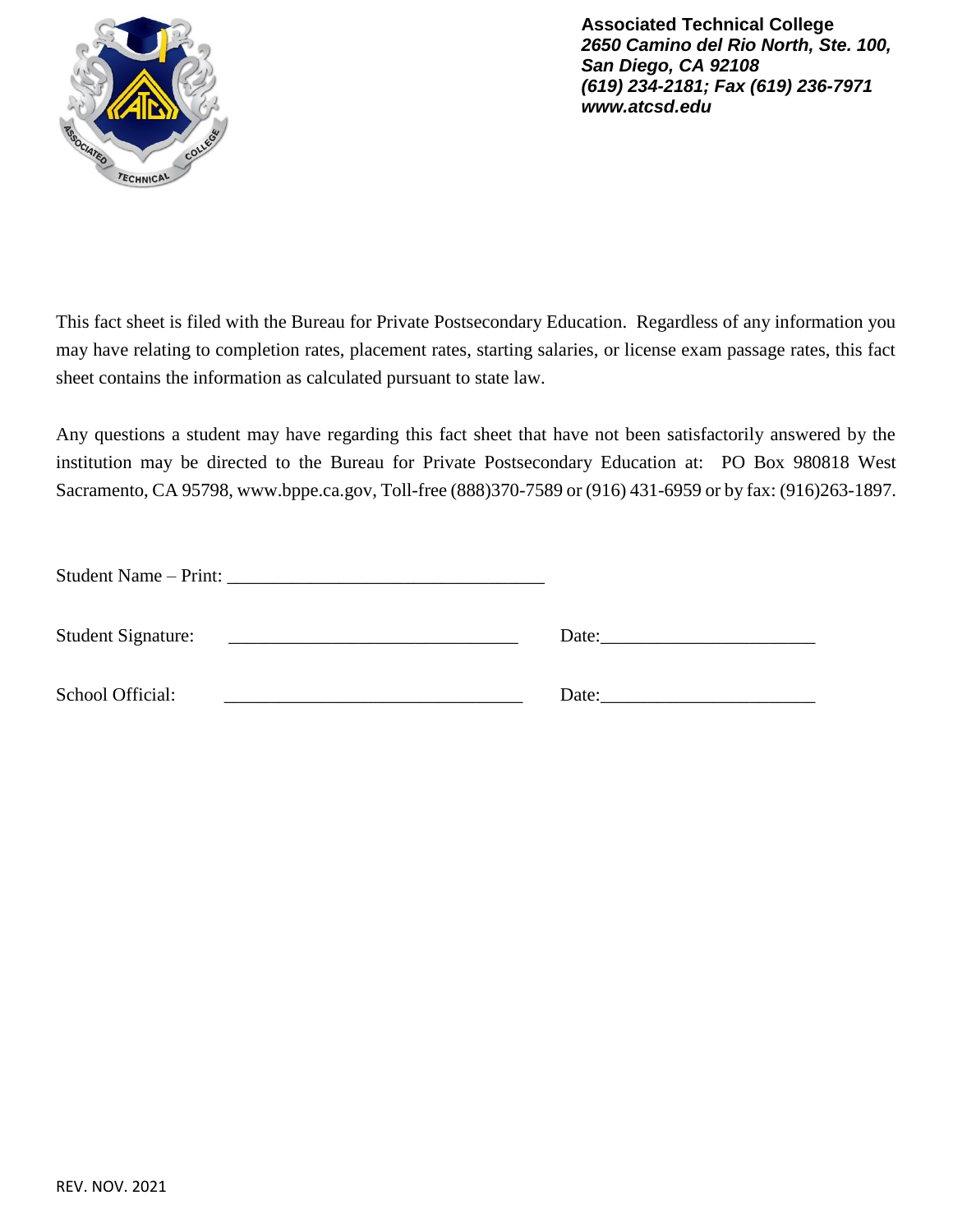**Associated Technical College**
***2650 Camino del Rio North, Ste. 100,***
***San Diego, CA 92108***
***(619) 234-2181; Fax (619) 236-7971***
***www.atcsd.edu***

This fact sheet is filed with the Bureau for Private Postsecondary Education. Regardless of any information you may have relating to completion rates, placement rates, starting salaries, or license exam passage rates, this fact sheet contains the information as calculated pursuant to state law.

Any questions a student may have regarding this fact sheet that have not been satisfactorily answered by the institution may be directed to the Bureau for Private Postsecondary Education at: PO Box 980818 West Sacramento, CA 95798, www.bppe.ca.gov, Toll-free (888)370-7589 or (916) 431-6959 or by fax: (916)263-1897.

Student Name – Print: ___________________________________

Student Signature: ________________________________ Date:_______________________

School Official: _________________________________ Date:_______________________

REV. NOV. 2021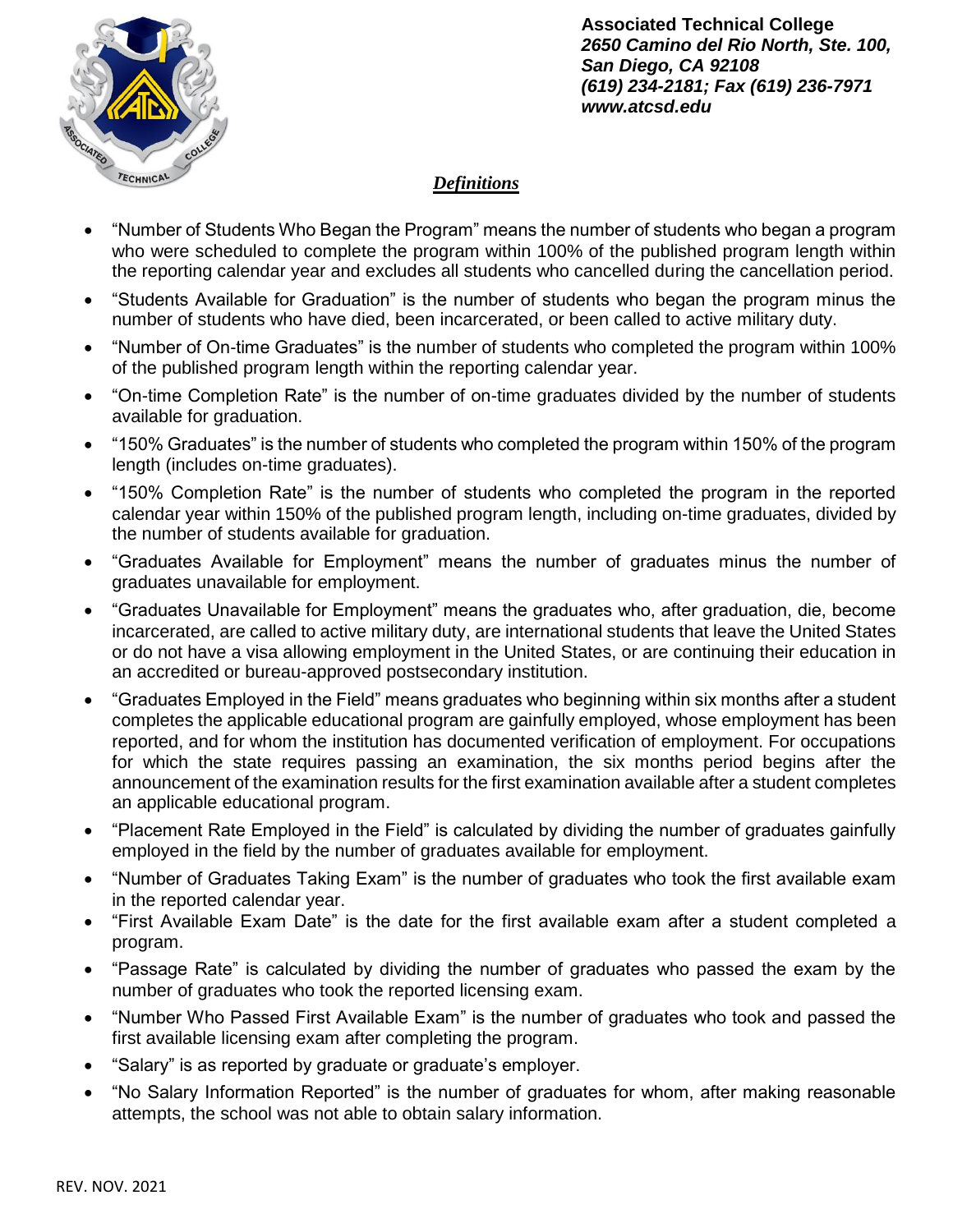**Associated Technical College**
***2650 Camino del Rio North, Ste. 100,***
***San Diego, CA 92108***
***(619) 234-2181; Fax (619) 236-7971***
***www.atcsd.edu***

## *Definitions*

- "Number of Students Who Began the Program" means the number of students who began a program who were scheduled to complete the program within 100% of the published program length within the reporting calendar year and excludes all students who cancelled during the cancellation period.
- "Students Available for Graduation" is the number of students who began the program minus the number of students who have died, been incarcerated, or been called to active military duty.
- "Number of On-time Graduates" is the number of students who completed the program within 100% of the published program length within the reporting calendar year.
- "On-time Completion Rate" is the number of on-time graduates divided by the number of students available for graduation.
- "150% Graduates" is the number of students who completed the program within 150% of the program length (includes on-time graduates).
- "150% Completion Rate" is the number of students who completed the program in the reported calendar year within 150% of the published program length, including on-time graduates, divided by the number of students available for graduation.
- "Graduates Available for Employment" means the number of graduates minus the number of graduates unavailable for employment.
- "Graduates Unavailable for Employment" means the graduates who, after graduation, die, become incarcerated, are called to active military duty, are international students that leave the United States or do not have a visa allowing employment in the United States, or are continuing their education in an accredited or bureau-approved postsecondary institution.
- "Graduates Employed in the Field" means graduates who beginning within six months after a student completes the applicable educational program are gainfully employed, whose employment has been reported, and for whom the institution has documented verification of employment. For occupations for which the state requires passing an examination, the six months period begins after the announcement of the examination results for the first examination available after a student completes an applicable educational program.
- "Placement Rate Employed in the Field" is calculated by dividing the number of graduates gainfully employed in the field by the number of graduates available for employment.
- "Number of Graduates Taking Exam" is the number of graduates who took the first available exam in the reported calendar year.
- "First Available Exam Date" is the date for the first available exam after a student completed a program.
- "Passage Rate" is calculated by dividing the number of graduates who passed the exam by the number of graduates who took the reported licensing exam.
- "Number Who Passed First Available Exam" is the number of graduates who took and passed the first available licensing exam after completing the program.
- "Salary" is as reported by graduate or graduate's employer.
- "No Salary Information Reported" is the number of graduates for whom, after making reasonable attempts, the school was not able to obtain salary information.

REV. NOV. 2021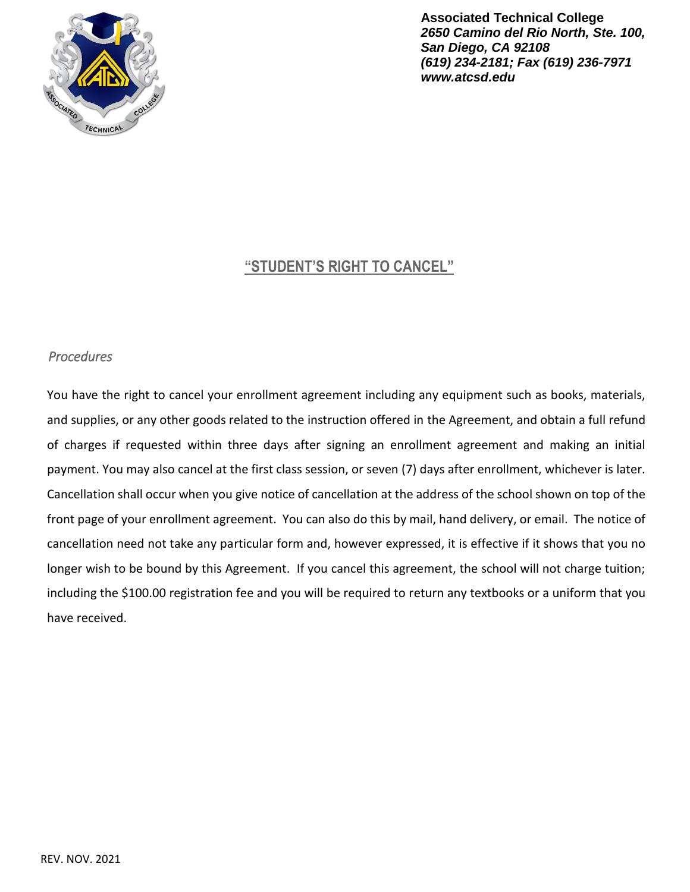**Associated Technical College**
***2650 Camino del Rio North, Ste. 100,***
***San Diego, CA 92108***
***(619) 234-2181; Fax (619) 236-7971***
***www.atcsd.edu***

## "STUDENT'S RIGHT TO CANCEL"

*Procedures*

You have the right to cancel your enrollment agreement including any equipment such as books, materials, and supplies, or any other goods related to the instruction offered in the Agreement, and obtain a full refund of charges if requested within three days after signing an enrollment agreement and making an initial payment. You may also cancel at the first class session, or seven (7) days after enrollment, whichever is later. Cancellation shall occur when you give notice of cancellation at the address of the school shown on top of the front page of your enrollment agreement. You can also do this by mail, hand delivery, or email. The notice of cancellation need not take any particular form and, however expressed, it is effective if it shows that you no longer wish to be bound by this Agreement. If you cancel this agreement, the school will not charge tuition; including the $100.00 registration fee and you will be required to return any textbooks or a uniform that you have received.

REV. NOV. 2021